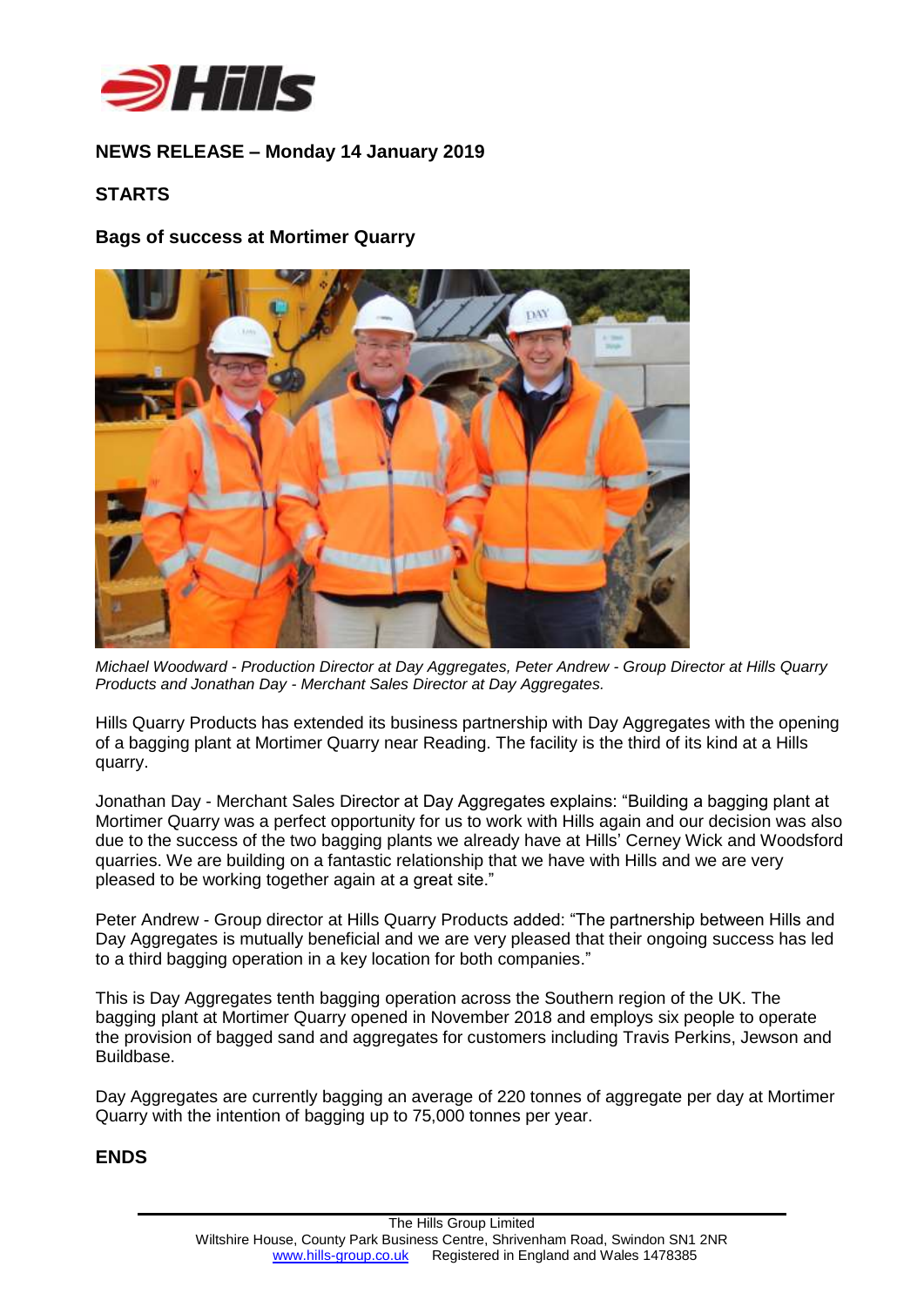**NEWS RELEASE – Monday 14 January 2019**

**STARTS**

**Bags of success at Mortimer Quarry**

*Michael Woodward - Production Director at Day Aggregates, Peter Andrew - Group Director at Hills Quarry Products and Jonathan Day - Merchant Sales Director at Day Aggregates.*

Hills Quarry Products has extended its business partnership with Day Aggregates with the opening of a bagging plant at Mortimer Quarry near Reading. The facility is the third of its kind at a Hills quarry.

Jonathan Day - Merchant Sales Director at Day Aggregates explains: "Building a bagging plant at Mortimer Quarry was a perfect opportunity for us to work with Hills again and our decision was also due to the success of the two bagging plants we already have at Hills' Cerney Wick and Woodsford quarries. We are building on a fantastic relationship that we have with Hills and we are very pleased to be working together again at a great site."

Peter Andrew - Group director at Hills Quarry Products added: "The partnership between Hills and Day Aggregates is mutually beneficial and we are very pleased that their ongoing success has led to a third bagging operation in a key location for both companies."

This is Day Aggregates tenth bagging operation across the Southern region of the UK. The bagging plant at Mortimer Quarry opened in November 2018 and employs six people to operate the provision of bagged sand and aggregates for customers including Travis Perkins, Jewson and Buildbase.

Day Aggregates are currently bagging an average of 220 tonnes of aggregate per day at Mortimer Quarry with the intention of bagging up to 75,000 tonnes per year.

**ENDS**

The Hills Group Limited
Wiltshire House, County Park Business Centre, Shrivenham Road, Swindon SN1 2NR
www.hills-group.co.uk Registered in England and Wales 1478385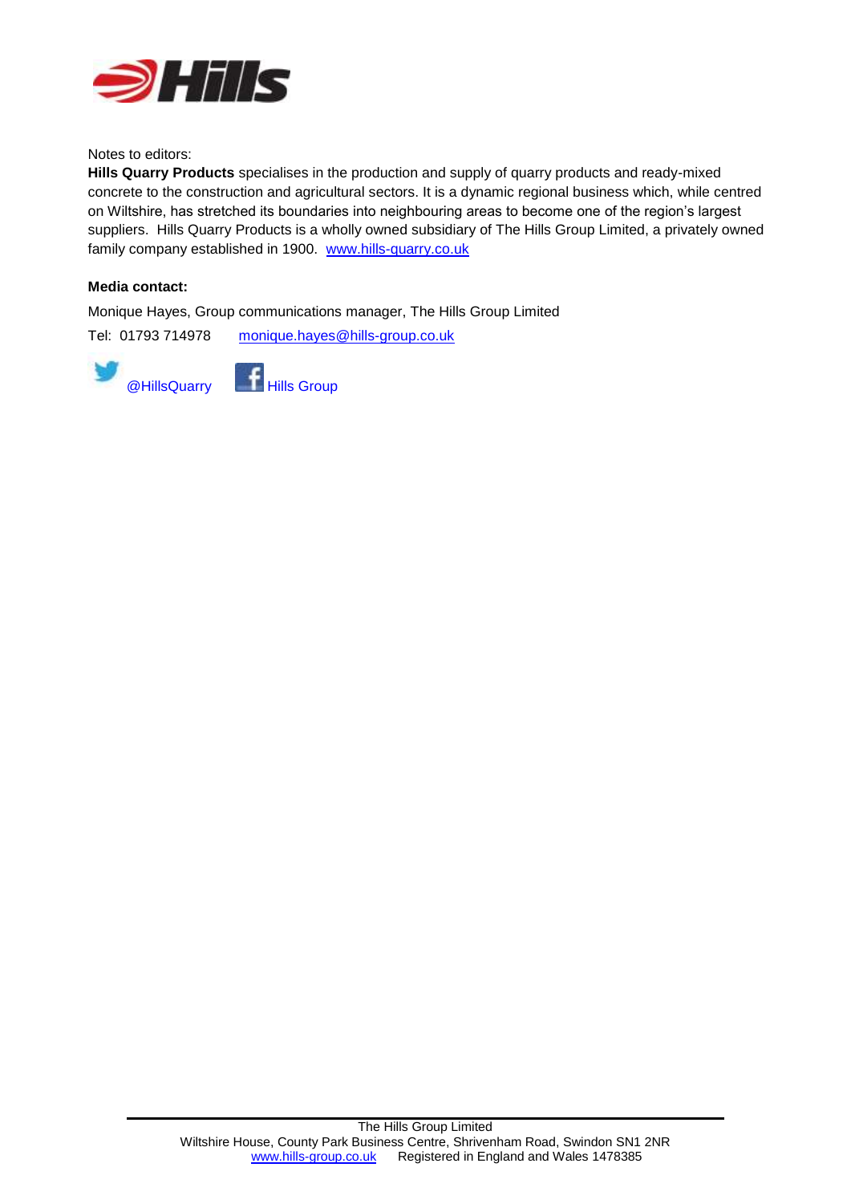Notes to editors:

**Hills Quarry Products** specialises in the production and supply of quarry products and ready-mixed concrete to the construction and agricultural sectors. It is a dynamic regional business which, while centred on Wiltshire, has stretched its boundaries into neighbouring areas to become one of the region's largest suppliers. Hills Quarry Products is a wholly owned subsidiary of The Hills Group Limited, a privately owned family company established in 1900. www.hills-quarry.co.uk

**Media contact:**

Monique Hayes, Group communications manager, The Hills Group Limited

Tel: 01793 714978 monique.hayes@hills-group.co.uk

@HillsQuarry Hills Group

The Hills Group Limited
Wiltshire House, County Park Business Centre, Shrivenham Road, Swindon SN1 2NR
www.hills-group.co.uk Registered in England and Wales 1478385